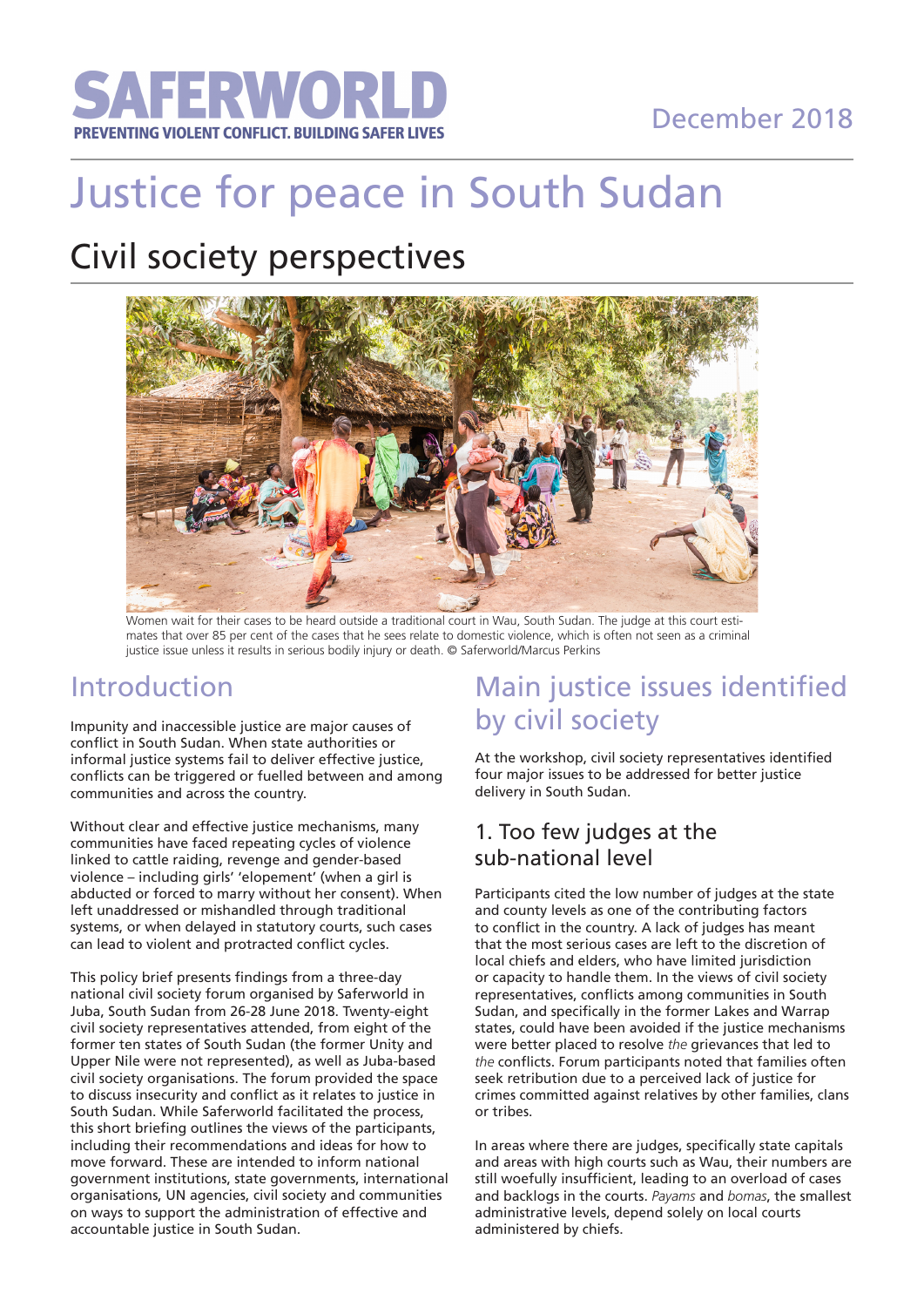SAFERWORLD

PREVENTING VIOLENT CONFLICT. BUILDING SAFER LIVES

December 2018

# Justice for peace in South Sudan

## Civil society perspectives

Women wait for their cases to be heard outside a traditional court in Wau, South Sudan. The judge at this court estimates that over 85 per cent of the cases that he sees relate to domestic violence, which is often not seen as a criminal justice issue unless it results in serious bodily injury or death. © Saferworld/Marcus Perkins

## Introduction

Impunity and inaccessible justice are major causes of conflict in South Sudan. When state authorities or informal justice systems fail to deliver effective justice, conflicts can be triggered or fuelled between and among communities and across the country.

Without clear and effective justice mechanisms, many communities have faced repeating cycles of violence linked to cattle raiding, revenge and gender-based violence – including girls' 'elopement' (when a girl is abducted or forced to marry without her consent). When left unaddressed or mishandled through traditional systems, or when delayed in statutory courts, such cases can lead to violent and protracted conflict cycles.

This policy brief presents findings from a three-day national civil society forum organised by Saferworld in Juba, South Sudan from 26-28 June 2018. Twenty-eight civil society representatives attended, from eight of the former ten states of South Sudan (the former Unity and Upper Nile were not represented), as well as Juba-based civil society organisations. The forum provided the space to discuss insecurity and conflict as it relates to justice in South Sudan. While Saferworld facilitated the process, this short briefing outlines the views of the participants, including their recommendations and ideas for how to move forward. These are intended to inform national government institutions, state governments, international organisations, UN agencies, civil society and communities on ways to support the administration of effective and accountable justice in South Sudan.

## Main justice issues identified by civil society

At the workshop, civil society representatives identified four major issues to be addressed for better justice delivery in South Sudan.

### 1. Too few judges at the sub-national level

Participants cited the low number of judges at the state and county levels as one of the contributing factors to conflict in the country. A lack of judges has meant that the most serious cases are left to the discretion of local chiefs and elders, who have limited jurisdiction or capacity to handle them. In the views of civil society representatives, conflicts among communities in South Sudan, and specifically in the former Lakes and Warrap states, could have been avoided if the justice mechanisms were better placed to resolve *the* grievances that led to *the* conflicts. Forum participants noted that families often seek retribution due to a perceived lack of justice for crimes committed against relatives by other families, clans or tribes.

In areas where there are judges, specifically state capitals and areas with high courts such as Wau, their numbers are still woefully insufficient, leading to an overload of cases and backlogs in the courts. *Payams* and *bomas*, the smallest administrative levels, depend solely on local courts administered by chiefs.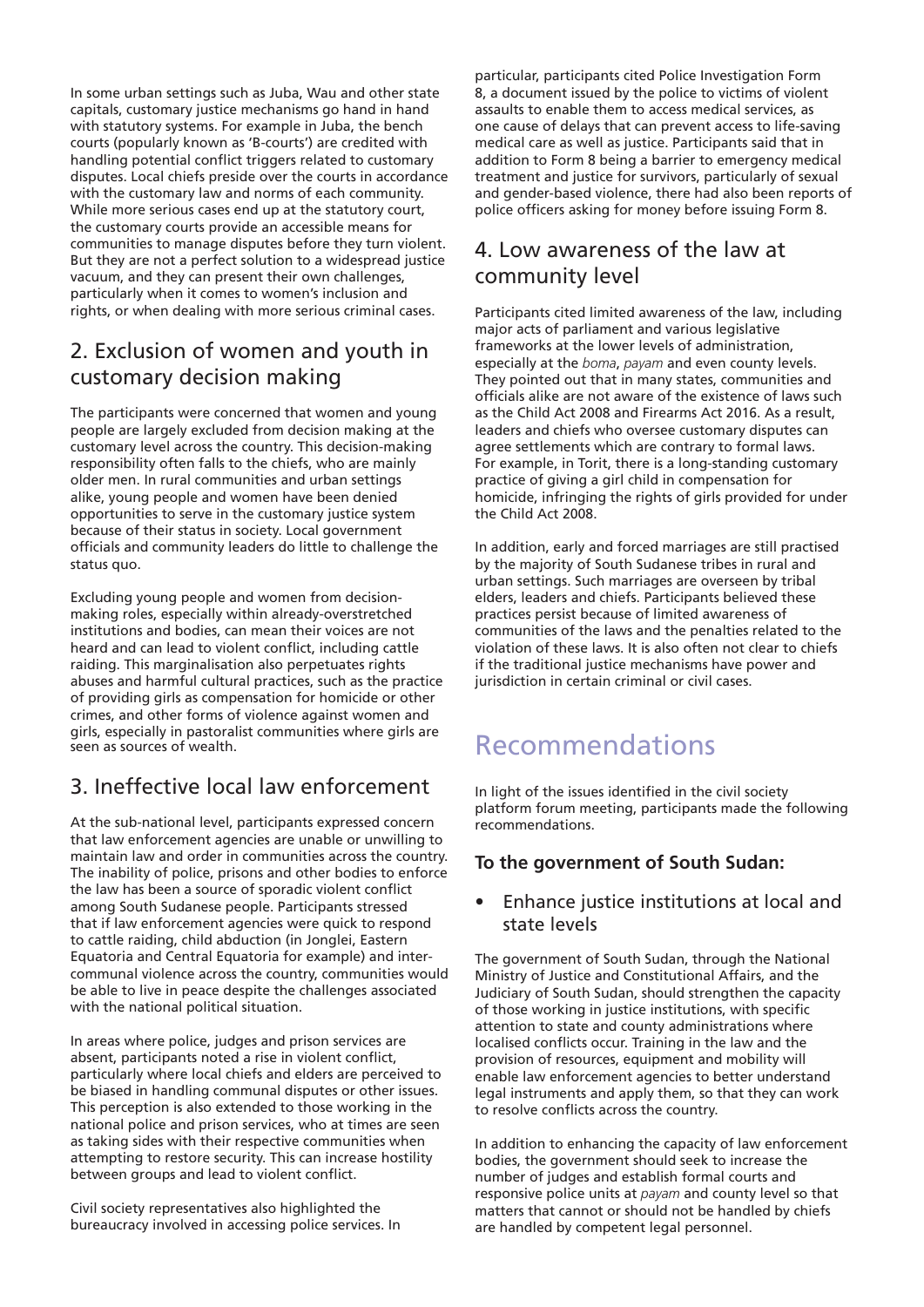In some urban settings such as Juba, Wau and other state capitals, customary justice mechanisms go hand in hand with statutory systems. For example in Juba, the bench courts (popularly known as 'B-courts') are credited with handling potential conflict triggers related to customary disputes. Local chiefs preside over the courts in accordance with the customary law and norms of each community. While more serious cases end up at the statutory court, the customary courts provide an accessible means for communities to manage disputes before they turn violent. But they are not a perfect solution to a widespread justice vacuum, and they can present their own challenges, particularly when it comes to women's inclusion and rights, or when dealing with more serious criminal cases.

## 2. Exclusion of women and youth in customary decision making

The participants were concerned that women and young people are largely excluded from decision making at the customary level across the country. This decision-making responsibility often falls to the chiefs, who are mainly older men. In rural communities and urban settings alike, young people and women have been denied opportunities to serve in the customary justice system because of their status in society. Local government officials and community leaders do little to challenge the status quo.

Excluding young people and women from decision-making roles, especially within already-overstretched institutions and bodies, can mean their voices are not heard and can lead to violent conflict, including cattle raiding. This marginalisation also perpetuates rights abuses and harmful cultural practices, such as the practice of providing girls as compensation for homicide or other crimes, and other forms of violence against women and girls, especially in pastoralist communities where girls are seen as sources of wealth.

## 3. Ineffective local law enforcement

At the sub-national level, participants expressed concern that law enforcement agencies are unable or unwilling to maintain law and order in communities across the country. The inability of police, prisons and other bodies to enforce the law has been a source of sporadic violent conflict among South Sudanese people. Participants stressed that if law enforcement agencies were quick to respond to cattle raiding, child abduction (in Jonglei, Eastern Equatoria and Central Equatoria for example) and inter-communal violence across the country, communities would be able to live in peace despite the challenges associated with the national political situation.

In areas where police, judges and prison services are absent, participants noted a rise in violent conflict, particularly where local chiefs and elders are perceived to be biased in handling communal disputes or other issues. This perception is also extended to those working in the national police and prison services, who at times are seen as taking sides with their respective communities when attempting to restore security. This can increase hostility between groups and lead to violent conflict.

Civil society representatives also highlighted the bureaucracy involved in accessing police services. In particular, participants cited Police Investigation Form 8, a document issued by the police to victims of violent assaults to enable them to access medical services, as one cause of delays that can prevent access to life-saving medical care as well as justice. Participants said that in addition to Form 8 being a barrier to emergency medical treatment and justice for survivors, particularly of sexual and gender-based violence, there had also been reports of police officers asking for money before issuing Form 8.

## 4. Low awareness of the law at community level

Participants cited limited awareness of the law, including major acts of parliament and various legislative frameworks at the lower levels of administration, especially at the *boma*, *payam* and even county levels. They pointed out that in many states, communities and officials alike are not aware of the existence of laws such as the Child Act 2008 and Firearms Act 2016. As a result, leaders and chiefs who oversee customary disputes can agree settlements which are contrary to formal laws. For example, in Torit, there is a long-standing customary practice of giving a girl child in compensation for homicide, infringing the rights of girls provided for under the Child Act 2008.

In addition, early and forced marriages are still practised by the majority of South Sudanese tribes in rural and urban settings. Such marriages are overseen by tribal elders, leaders and chiefs. Participants believed these practices persist because of limited awareness of communities of the laws and the penalties related to the violation of these laws. It is also often not clear to chiefs if the traditional justice mechanisms have power and jurisdiction in certain criminal or civil cases.

# Recommendations

In light of the issues identified in the civil society platform forum meeting, participants made the following recommendations.

### To the government of South Sudan:

- Enhance justice institutions at local and state levels

The government of South Sudan, through the National Ministry of Justice and Constitutional Affairs, and the Judiciary of South Sudan, should strengthen the capacity of those working in justice institutions, with specific attention to state and county administrations where localised conflicts occur. Training in the law and the provision of resources, equipment and mobility will enable law enforcement agencies to better understand legal instruments and apply them, so that they can work to resolve conflicts across the country.

In addition to enhancing the capacity of law enforcement bodies, the government should seek to increase the number of judges and establish formal courts and responsive police units at *payam* and county level so that matters that cannot or should not be handled by chiefs are handled by competent legal personnel.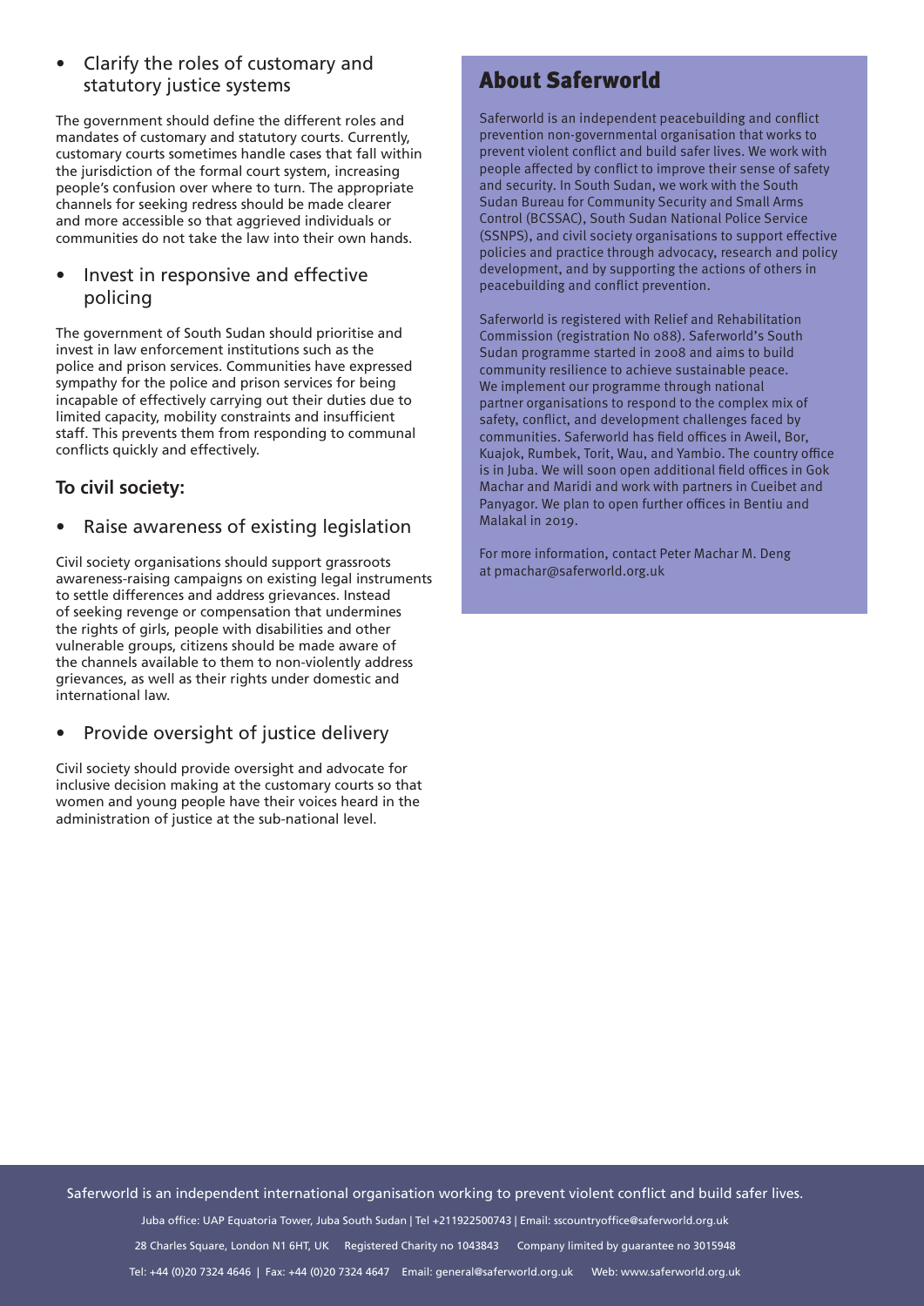- Clarify the roles of customary and statutory justice systems

The government should define the different roles and mandates of customary and statutory courts. Currently, customary courts sometimes handle cases that fall within the jurisdiction of the formal court system, increasing people's confusion over where to turn. The appropriate channels for seeking redress should be made clearer and more accessible so that aggrieved individuals or communities do not take the law into their own hands.

- Invest in responsive and effective policing

The government of South Sudan should prioritise and invest in law enforcement institutions such as the police and prison services. Communities have expressed sympathy for the police and prison services for being incapable of effectively carrying out their duties due to limited capacity, mobility constraints and insufficient staff. This prevents them from responding to communal conflicts quickly and effectively.

### To civil society:

- Raise awareness of existing legislation

Civil society organisations should support grassroots awareness-raising campaigns on existing legal instruments to settle differences and address grievances. Instead of seeking revenge or compensation that undermines the rights of girls, people with disabilities and other vulnerable groups, citizens should be made aware of the channels available to them to non-violently address grievances, as well as their rights under domestic and international law.

- Provide oversight of justice delivery

Civil society should provide oversight and advocate for inclusive decision making at the customary courts so that women and young people have their voices heard in the administration of justice at the sub-national level.

## About Saferworld

Saferworld is an independent peacebuilding and conflict prevention non-governmental organisation that works to prevent violent conflict and build safer lives. We work with people affected by conflict to improve their sense of safety and security. In South Sudan, we work with the South Sudan Bureau for Community Security and Small Arms Control (BCSSAC), South Sudan National Police Service (SSNPS), and civil society organisations to support effective policies and practice through advocacy, research and policy development, and by supporting the actions of others in peacebuilding and conflict prevention.

Saferworld is registered with Relief and Rehabilitation Commission (registration No 088). Saferworld's South Sudan programme started in 2008 and aims to build community resilience to achieve sustainable peace. We implement our programme through national partner organisations to respond to the complex mix of safety, conflict, and development challenges faced by communities. Saferworld has field offices in Aweil, Bor, Kuajok, Rumbek, Torit, Wau, and Yambio. The country office is in Juba. We will soon open additional field offices in Gok Machar and Maridi and work with partners in Cueibet and Panyagor. We plan to open further offices in Bentiu and Malakal in 2019.

For more information, contact Peter Machar M. Deng at pmachar@saferworld.org.uk

Saferworld is an independent international organisation working to prevent violent conflict and build safer lives.

Juba office: UAP Equatoria Tower, Juba South Sudan | Tel +211922500743 | Email: sscountryoffice@saferworld.org.uk

28 Charles Square, London N1 6HT, UK Registered Charity no 1043843 Company limited by guarantee no 3015948

Tel: +44 (0)20 7324 4646 | Fax: +44 (0)20 7324 4647 Email: general@saferworld.org.uk Web: www.saferworld.org.uk